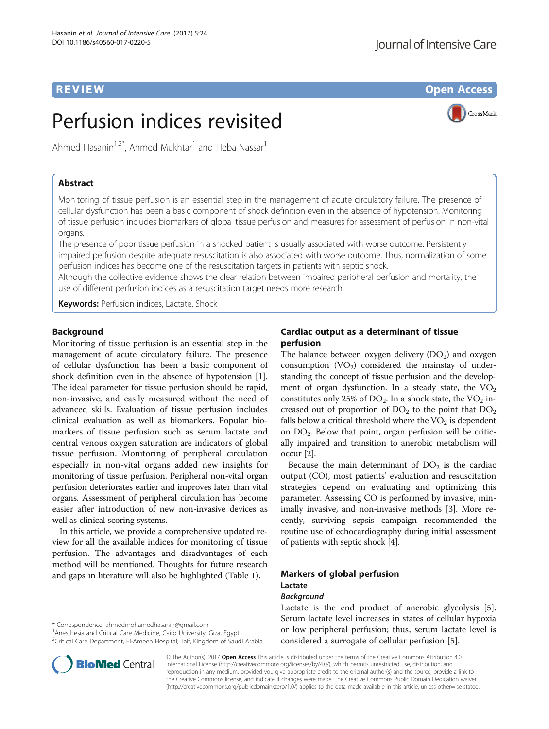REVIEW

Open Access

# Perfusion indices revisited

Ahmed Hasanin[1,2*], Ahmed Mukhtar[1] and Heba Nassar[1]

## Abstract

Monitoring of tissue perfusion is an essential step in the management of acute circulatory failure. The presence of cellular dysfunction has been a basic component of shock definition even in the absence of hypotension. Monitoring of tissue perfusion includes biomarkers of global tissue perfusion and measures for assessment of perfusion in non-vital organs.

The presence of poor tissue perfusion in a shocked patient is usually associated with worse outcome. Persistently impaired perfusion despite adequate resuscitation is also associated with worse outcome. Thus, normalization of some perfusion indices has become one of the resuscitation targets in patients with septic shock.

Although the collective evidence shows the clear relation between impaired peripheral perfusion and mortality, the use of different perfusion indices as a resuscitation target needs more research.

**Keywords:** Perfusion indices, Lactate, Shock

## Background

Monitoring of tissue perfusion is an essential step in the management of acute circulatory failure. The presence of cellular dysfunction has been a basic component of shock definition even in the absence of hypotension [1]. The ideal parameter for tissue perfusion should be rapid, non-invasive, and easily measured without the need of advanced skills. Evaluation of tissue perfusion includes clinical evaluation as well as biomarkers. Popular biomarkers of tissue perfusion such as serum lactate and central venous oxygen saturation are indicators of global tissue perfusion. Monitoring of peripheral circulation especially in non-vital organs added new insights for monitoring of tissue perfusion. Peripheral non-vital organ perfusion deteriorates earlier and improves later than vital organs. Assessment of peripheral circulation has become easier after introduction of new non-invasive devices as well as clinical scoring systems.

In this article, we provide a comprehensive updated review for all the available indices for monitoring of tissue perfusion. The advantages and disadvantages of each method will be mentioned. Thoughts for future research and gaps in literature will also be highlighted (Table 1).

## Cardiac output as a determinant of tissue perfusion

The balance between oxygen delivery ($DO_2$) and oxygen consumption ($VO_2$) considered the mainstay of understanding the concept of tissue perfusion and the development of organ dysfunction. In a steady state, the $VO_2$ constitutes only 25% of $DO_2$. In a shock state, the $VO_2$ increased out of proportion of $DO_2$ to the point that $DO_2$ falls below a critical threshold where the $VO_2$ is dependent on $DO_2$. Below that point, organ perfusion will be critically impaired and transition to anerobic metabolism will occur [2].

Because the main determinant of $DO_2$ is the cardiac output (CO), most patients' evaluation and resuscitation strategies depend on evaluating and optimizing this parameter. Assessing CO is performed by invasive, minimally invasive, and non-invasive methods [3]. More recently, surviving sepsis campaign recommended the routine use of echocardiography during initial assessment of patients with septic shock [4].

## Markers of global perfusion

### Lactate

#### *Background*

Lactate is the end product of anerobic glycolysis [5]. Serum lactate level increases in states of cellular hypoxia or low peripheral perfusion; thus, serum lactate level is considered a surrogate of cellular perfusion [5].

\* Correspondence: ahmedmohamedhasanin@gmail.com
[1]Anesthesia and Critical Care Medicine, Cairo University, Giza, Egypt
[2]Critical Care Department, El-Ameen Hospital, Taif, Kingdom of Saudi Arabia

© The Author(s). 2017 **Open Access** This article is distributed under the terms of the Creative Commons Attribution 4.0 International License (http://creativecommons.org/licenses/by/4.0/), which permits unrestricted use, distribution, and reproduction in any medium, provided you give appropriate credit to the original author(s) and the source, provide a link to the Creative Commons license, and indicate if changes were made. The Creative Commons Public Domain Dedication waiver (http://creativecommons.org/publicdomain/zero/1.0/) applies to the data made available in this article, unless otherwise stated.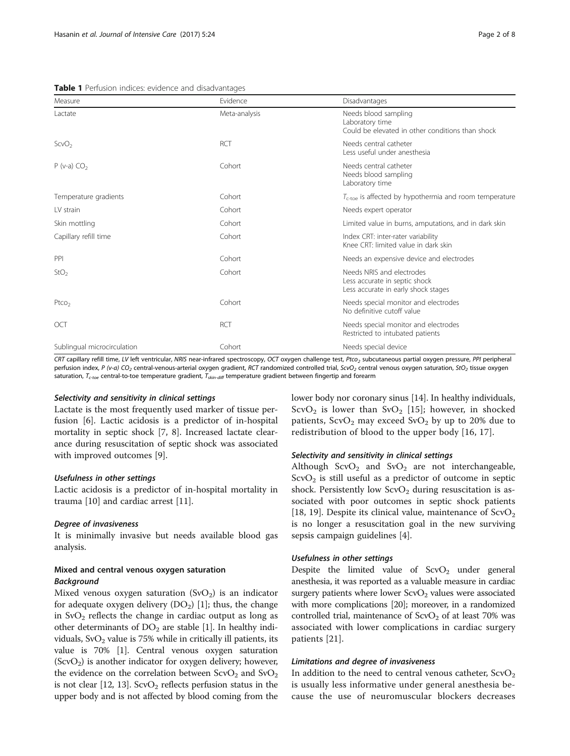**Table 1** Perfusion indices: evidence and disadvantages

| Measure | Evidence | Disadvantages |
|---|---|---|
| Lactate | Meta-analysis | Needs blood sampling<br>Laboratory time<br>Could be elevated in other conditions than shock |
| $ScvO_2$ | RCT | Needs central catheter<br>Less useful under anesthesia |
| P (v-a) $CO_2$ | Cohort | Needs central catheter<br>Needs blood sampling<br>Laboratory time |
| Temperature gradients | Cohort | $T_{c\text{-}toe}$ is affected by hypothermia and room temperature |
| LV strain | Cohort | Needs expert operator |
| Skin mottling | Cohort | Limited value in burns, amputations, and in dark skin |
| Capillary refill time | Cohort | Index CRT: inter-rater variability<br>Knee CRT: limited value in dark skin |
| PPI | Cohort | Needs an expensive device and electrodes |
| $StO_2$ | Cohort | Needs NRIS and electrodes<br>Less accurate in septic shock<br>Less accurate in early shock stages |
| $Ptco_2$ | Cohort | Needs special monitor and electrodes<br>No definitive cutoff value |
| OCT | RCT | Needs special monitor and electrodes<br>Restricted to intubated patients |
| Sublingual microcirculation | Cohort | Needs special device |

*CRT* capillary refill time, *LV* left ventricular, *NRIS* near-infrared spectroscopy, *OCT* oxygen challenge test, *$Ptco_2$* subcutaneous partial oxygen pressure, *PPI* peripheral perfusion index, *P (v-a) $CO_2$* central-venous-arterial oxygen gradient, *RCT* randomized controlled trial, *$ScvO_2$* central venous oxygen saturation, *$StO_2$* tissue oxygen saturation, *$T_{c\text{-}toe}$* central-to-toe temperature gradient, *$T_{skin\text{-}diff}$* temperature gradient between fingertip and forearm

#### *Selectivity and sensitivity in clinical settings*

Lactate is the most frequently used marker of tissue perfusion [6]. Lactic acidosis is a predictor of in-hospital mortality in septic shock [7, 8]. Increased lactate clearance during resuscitation of septic shock was associated with improved outcomes [9].

#### *Usefulness in other settings*

Lactic acidosis is a predictor of in-hospital mortality in trauma [10] and cardiac arrest [11].

#### *Degree of invasiveness*

It is minimally invasive but needs available blood gas analysis.

### Mixed and central venous oxygen saturation

#### *Background*

Mixed venous oxygen saturation ($SvO_2$) is an indicator for adequate oxygen delivery ($DO_2$) [1]; thus, the change in $SvO_2$ reflects the change in cardiac output as long as other determinants of $DO_2$ are stable [1]. In healthy individuals, $SvO_2$ value is 75% while in critically ill patients, its value is 70% [1]. Central venous oxygen saturation ($ScvO_2$) is another indicator for oxygen delivery; however, the evidence on the correlation between $ScvO_2$ and $SvO_2$ is not clear [12, 13]. $ScvO_2$ reflects perfusion status in the upper body and is not affected by blood coming from the lower body nor coronary sinus [14]. In healthy individuals, $ScvO_2$ is lower than $SvO_2$ [15]; however, in shocked patients, $ScvO_2$ may exceed $SvO_2$ by up to 20% due to redistribution of blood to the upper body [16, 17].

#### *Selectivity and sensitivity in clinical settings*

Although $ScvO_2$ and $SvO_2$ are not interchangeable, $ScvO_2$ is still useful as a predictor of outcome in septic shock. Persistently low $ScvO_2$ during resuscitation is associated with poor outcomes in septic shock patients [18, 19]. Despite its clinical value, maintenance of $ScvO_2$ is no longer a resuscitation goal in the new surviving sepsis campaign guidelines [4].

#### *Usefulness in other settings*

Despite the limited value of $ScvO_2$ under general anesthesia, it was reported as a valuable measure in cardiac surgery patients where lower $ScvO_2$ values were associated with more complications [20]; moreover, in a randomized controlled trial, maintenance of $ScvO_2$ of at least 70% was associated with lower complications in cardiac surgery patients [21].

#### *Limitations and degree of invasiveness*

In addition to the need to central venous catheter, $ScvO_2$ is usually less informative under general anesthesia because the use of neuromuscular blockers decreases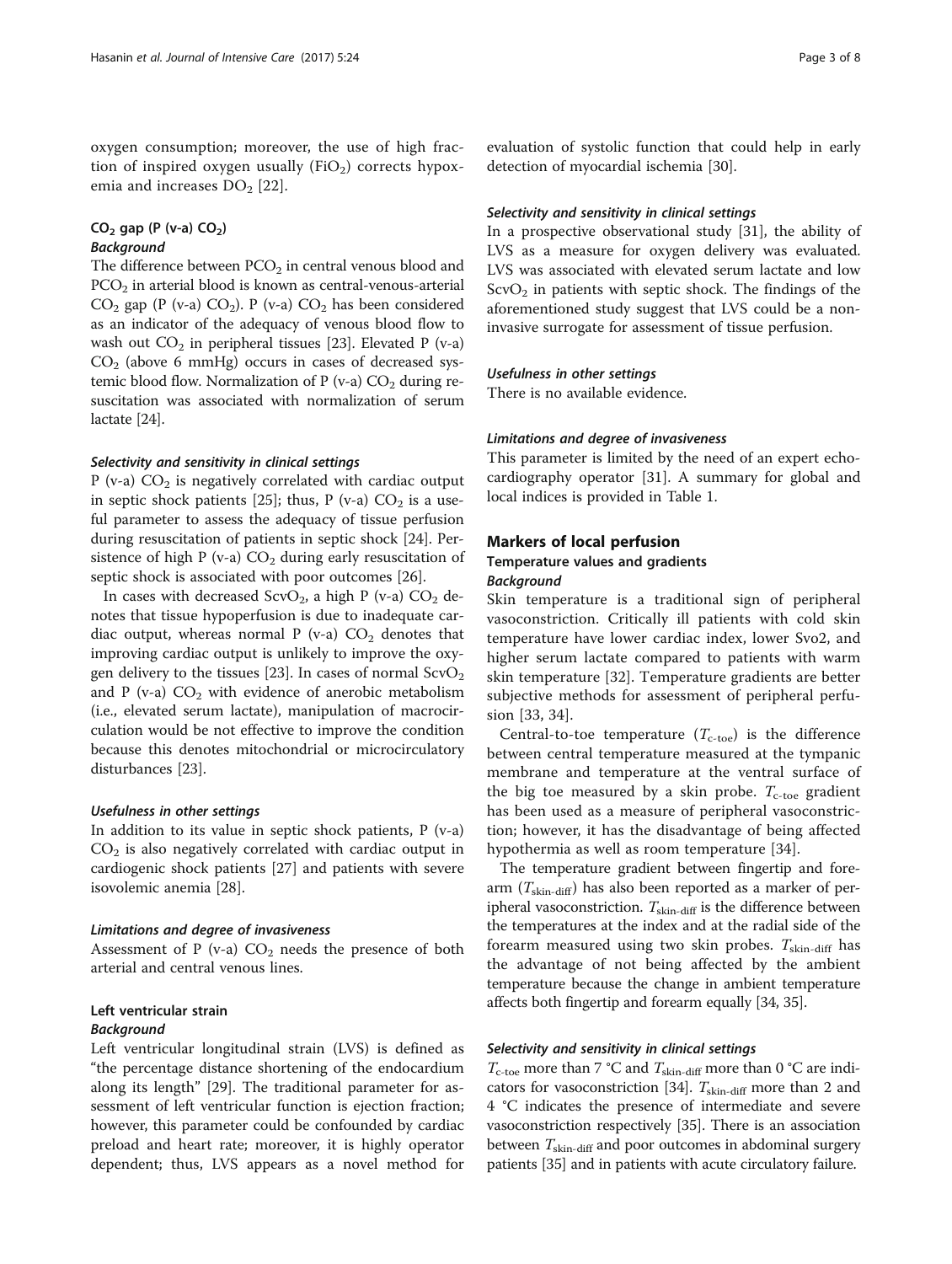oxygen consumption; moreover, the use of high fraction of inspired oxygen usually ($FiO_2$) corrects hypoxemia and increases $DO_2$ [22].

## $CO_2$ gap (P (v-a) $CO_2$)

### *Background*

The difference between $PCO_2$ in central venous blood and $PCO_2$ in arterial blood is known as central-venous-arterial $CO_2$ gap (P (v-a) $CO_2$). P (v-a) $CO_2$ has been considered as an indicator of the adequacy of venous blood flow to wash out $CO_2$ in peripheral tissues [23]. Elevated P (v-a) $CO_2$ (above 6 mmHg) occurs in cases of decreased systemic blood flow. Normalization of P (v-a) $CO_2$ during resuscitation was associated with normalization of serum lactate [24].

### *Selectivity and sensitivity in clinical settings*

P (v-a) $CO_2$ is negatively correlated with cardiac output in septic shock patients [25]; thus, P (v-a) $CO_2$ is a useful parameter to assess the adequacy of tissue perfusion during resuscitation of patients in septic shock [24]. Persistence of high P (v-a) $CO_2$ during early resuscitation of septic shock is associated with poor outcomes [26].

In cases with decreased $ScvO_2$, a high P (v-a) $CO_2$ denotes that tissue hypoperfusion is due to inadequate cardiac output, whereas normal P (v-a) $CO_2$ denotes that improving cardiac output is unlikely to improve the oxygen delivery to the tissues [23]. In cases of normal $ScvO_2$ and P (v-a) $CO_2$ with evidence of anerobic metabolism (i.e., elevated serum lactate), manipulation of macrocirculation would be not effective to improve the condition because this denotes mitochondrial or microcirculatory disturbances [23].

### *Usefulness in other settings*

In addition to its value in septic shock patients, P (v-a) $CO_2$ is also negatively correlated with cardiac output in cardiogenic shock patients [27] and patients with severe isovolemic anemia [28].

### *Limitations and degree of invasiveness*

Assessment of P (v-a) $CO_2$ needs the presence of both arterial and central venous lines.

## Left ventricular strain

### *Background*

Left ventricular longitudinal strain (LVS) is defined as "the percentage distance shortening of the endocardium along its length" [29]. The traditional parameter for assessment of left ventricular function is ejection fraction; however, this parameter could be confounded by cardiac preload and heart rate; moreover, it is highly operator dependent; thus, LVS appears as a novel method for evaluation of systolic function that could help in early detection of myocardial ischemia [30].

### *Selectivity and sensitivity in clinical settings*

In a prospective observational study [31], the ability of LVS as a measure for oxygen delivery was evaluated. LVS was associated with elevated serum lactate and low $ScvO_2$ in patients with septic shock. The findings of the aforementioned study suggest that LVS could be a non-invasive surrogate for assessment of tissue perfusion.

### *Usefulness in other settings*

There is no available evidence.

### *Limitations and degree of invasiveness*

This parameter is limited by the need of an expert echocardiography operator [31]. A summary for global and local indices is provided in Table 1.

# Markers of local perfusion

## Temperature values and gradients

### *Background*

Skin temperature is a traditional sign of peripheral vasoconstriction. Critically ill patients with cold skin temperature have lower cardiac index, lower Svo2, and higher serum lactate compared to patients with warm skin temperature [32]. Temperature gradients are better subjective methods for assessment of peripheral perfusion [33, 34].

Central-to-toe temperature ($T_{c\text{-}toe}$) is the difference between central temperature measured at the tympanic membrane and temperature at the ventral surface of the big toe measured by a skin probe. $T_{c\text{-}toe}$ gradient has been used as a measure of peripheral vasoconstriction; however, it has the disadvantage of being affected hypothermia as well as room temperature [34].

The temperature gradient between fingertip and forearm ($T_{skin\text{-}diff}$) has also been reported as a marker of peripheral vasoconstriction. $T_{skin\text{-}diff}$ is the difference between the temperatures at the index and at the radial side of the forearm measured using two skin probes. $T_{skin\text{-}diff}$ has the advantage of not being affected by the ambient temperature because the change in ambient temperature affects both fingertip and forearm equally [34, 35].

### *Selectivity and sensitivity in clinical settings*

$T_{c\text{-}toe}$ more than 7 °C and $T_{skin\text{-}diff}$ more than 0 °C are indicators for vasoconstriction [34]. $T_{skin\text{-}diff}$ more than 2 and 4 °C indicates the presence of intermediate and severe vasoconstriction respectively [35]. There is an association between $T_{skin\text{-}diff}$ and poor outcomes in abdominal surgery patients [35] and in patients with acute circulatory failure.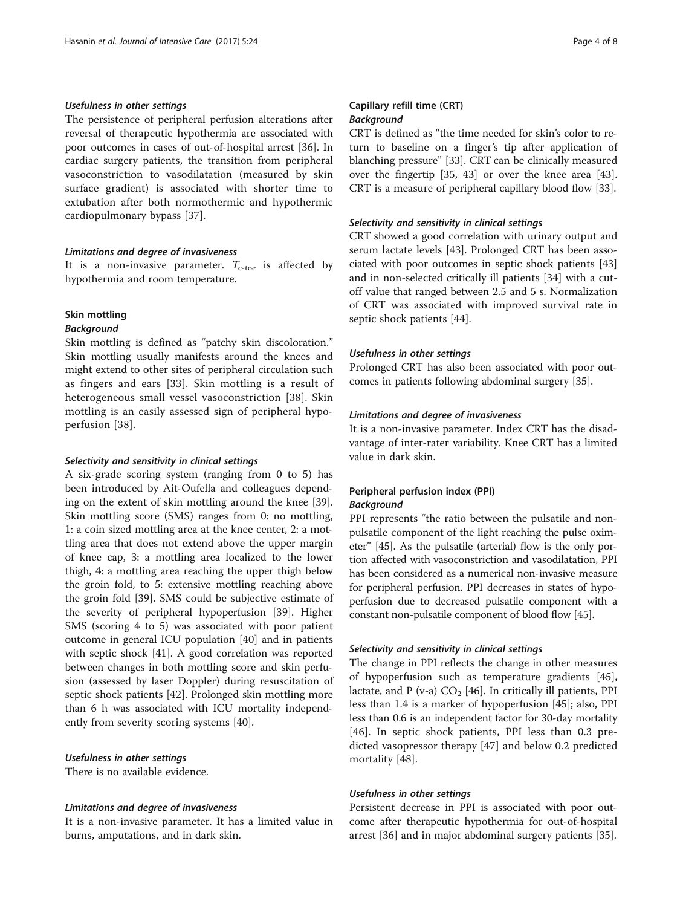#### *Usefulness in other settings*

The persistence of peripheral perfusion alterations after reversal of therapeutic hypothermia are associated with poor outcomes in cases of out-of-hospital arrest [36]. In cardiac surgery patients, the transition from peripheral vasoconstriction to vasodilatation (measured by skin surface gradient) is associated with shorter time to extubation after both normothermic and hypothermic cardiopulmonary bypass [37].

#### *Limitations and degree of invasiveness*

It is a non-invasive parameter. $T_{\text{c-toe}}$ is affected by hypothermia and room temperature.

### Skin mottling

#### *Background*

Skin mottling is defined as "patchy skin discoloration." Skin mottling usually manifests around the knees and might extend to other sites of peripheral circulation such as fingers and ears [33]. Skin mottling is a result of heterogeneous small vessel vasoconstriction [38]. Skin mottling is an easily assessed sign of peripheral hypoperfusion [38].

#### *Selectivity and sensitivity in clinical settings*

A six-grade scoring system (ranging from 0 to 5) has been introduced by Ait-Oufella and colleagues depending on the extent of skin mottling around the knee [39]. Skin mottling score (SMS) ranges from 0: no mottling, 1: a coin sized mottling area at the knee center, 2: a mottling area that does not extend above the upper margin of knee cap, 3: a mottling area localized to the lower thigh, 4: a mottling area reaching the upper thigh below the groin fold, to 5: extensive mottling reaching above the groin fold [39]. SMS could be subjective estimate of the severity of peripheral hypoperfusion [39]. Higher SMS (scoring 4 to 5) was associated with poor patient outcome in general ICU population [40] and in patients with septic shock [41]. A good correlation was reported between changes in both mottling score and skin perfusion (assessed by laser Doppler) during resuscitation of septic shock patients [42]. Prolonged skin mottling more than 6 h was associated with ICU mortality independently from severity scoring systems [40].

#### *Usefulness in other settings*

There is no available evidence.

#### *Limitations and degree of invasiveness*

It is a non-invasive parameter. It has a limited value in burns, amputations, and in dark skin.

### Capillary refill time (CRT)

#### *Background*

CRT is defined as "the time needed for skin's color to return to baseline on a finger's tip after application of blanching pressure" [33]. CRT can be clinically measured over the fingertip [35, 43] or over the knee area [43]. CRT is a measure of peripheral capillary blood flow [33].

#### *Selectivity and sensitivity in clinical settings*

CRT showed a good correlation with urinary output and serum lactate levels [43]. Prolonged CRT has been associated with poor outcomes in septic shock patients [43] and in non-selected critically ill patients [34] with a cut-off value that ranged between 2.5 and 5 s. Normalization of CRT was associated with improved survival rate in septic shock patients [44].

#### *Usefulness in other settings*

Prolonged CRT has also been associated with poor outcomes in patients following abdominal surgery [35].

#### *Limitations and degree of invasiveness*

It is a non-invasive parameter. Index CRT has the disadvantage of inter-rater variability. Knee CRT has a limited value in dark skin.

### Peripheral perfusion index (PPI)

#### *Background*

PPI represents "the ratio between the pulsatile and non-pulsatile component of the light reaching the pulse oximeter" [45]. As the pulsatile (arterial) flow is the only portion affected with vasoconstriction and vasodilatation, PPI has been considered as a numerical non-invasive measure for peripheral perfusion. PPI decreases in states of hypoperfusion due to decreased pulsatile component with a constant non-pulsatile component of blood flow [45].

#### *Selectivity and sensitivity in clinical settings*

The change in PPI reflects the change in other measures of hypoperfusion such as temperature gradients [45], lactate, and P (v-a) $CO_2$ [46]. In critically ill patients, PPI less than 1.4 is a marker of hypoperfusion [45]; also, PPI less than 0.6 is an independent factor for 30-day mortality [46]. In septic shock patients, PPI less than 0.3 predicted vasopressor therapy [47] and below 0.2 predicted mortality [48].

#### *Usefulness in other settings*

Persistent decrease in PPI is associated with poor outcome after therapeutic hypothermia for out-of-hospital arrest [36] and in major abdominal surgery patients [35].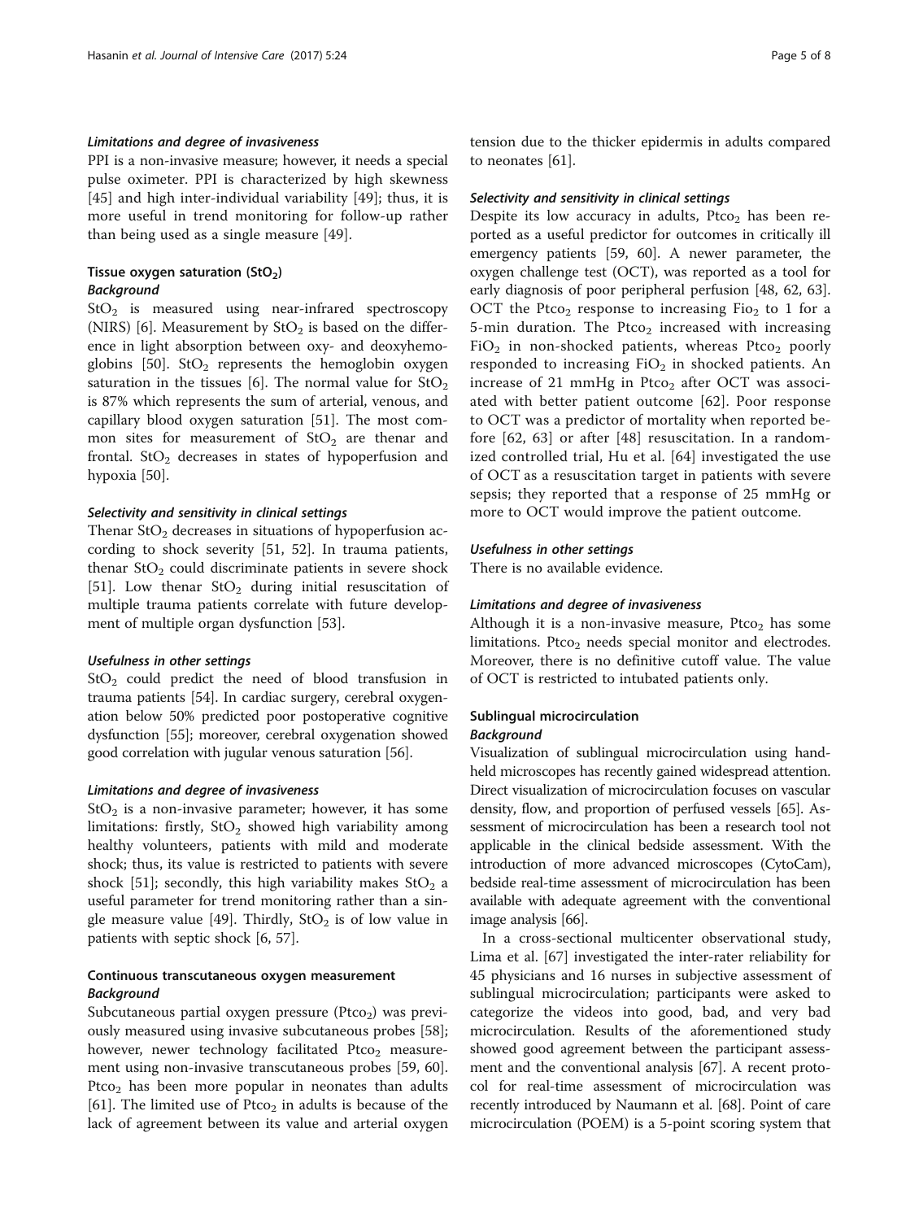#### *Limitations and degree of invasiveness*

PPI is a non-invasive measure; however, it needs a special pulse oximeter. PPI is characterized by high skewness [45] and high inter-individual variability [49]; thus, it is more useful in trend monitoring for follow-up rather than being used as a single measure [49].

### Tissue oxygen saturation ($StO_2$)

#### *Background*

$StO_2$ is measured using near-infrared spectroscopy (NIRS) [6]. Measurement by $StO_2$ is based on the difference in light absorption between oxy- and deoxyhemoglobins [50]. $StO_2$ represents the hemoglobin oxygen saturation in the tissues [6]. The normal value for $StO_2$ is 87% which represents the sum of arterial, venous, and capillary blood oxygen saturation [51]. The most common sites for measurement of $StO_2$ are thenar and frontal. $StO_2$ decreases in states of hypoperfusion and hypoxia [50].

#### *Selectivity and sensitivity in clinical settings*

Thenar $StO_2$ decreases in situations of hypoperfusion according to shock severity [51, 52]. In trauma patients, thenar $StO_2$ could discriminate patients in severe shock [51]. Low thenar $StO_2$ during initial resuscitation of multiple trauma patients correlate with future development of multiple organ dysfunction [53].

#### *Usefulness in other settings*

$StO_2$ could predict the need of blood transfusion in trauma patients [54]. In cardiac surgery, cerebral oxygenation below 50% predicted poor postoperative cognitive dysfunction [55]; moreover, cerebral oxygenation showed good correlation with jugular venous saturation [56].

#### *Limitations and degree of invasiveness*

$StO_2$ is a non-invasive parameter; however, it has some limitations: firstly, $StO_2$ showed high variability among healthy volunteers, patients with mild and moderate shock; thus, its value is restricted to patients with severe shock [51]; secondly, this high variability makes $StO_2$ a useful parameter for trend monitoring rather than a single measure value [49]. Thirdly, $StO_2$ is of low value in patients with septic shock [6, 57].

### Continuous transcutaneous oxygen measurement

#### *Background*

Subcutaneous partial oxygen pressure ($Ptco_2$) was previously measured using invasive subcutaneous probes [58]; however, newer technology facilitated $Ptco_2$ measurement using non-invasive transcutaneous probes [59, 60]. $Ptco_2$ has been more popular in neonates than adults [61]. The limited use of $Ptco_2$ in adults is because of the lack of agreement between its value and arterial oxygen tension due to the thicker epidermis in adults compared to neonates [61].

#### *Selectivity and sensitivity in clinical settings*

Despite its low accuracy in adults, $Ptco_2$ has been reported as a useful predictor for outcomes in critically ill emergency patients [59, 60]. A newer parameter, the oxygen challenge test (OCT), was reported as a tool for early diagnosis of poor peripheral perfusion [48, 62, 63]. OCT the $Ptco_2$ response to increasing $Fio_2$ to 1 for a 5-min duration. The $Ptco_2$ increased with increasing $FiO_2$ in non-shocked patients, whereas $Ptco_2$ poorly responded to increasing $FiO_2$ in shocked patients. An increase of 21 mmHg in $Ptco_2$ after OCT was associated with better patient outcome [62]. Poor response to OCT was a predictor of mortality when reported before [62, 63] or after [48] resuscitation. In a randomized controlled trial, Hu et al. [64] investigated the use of OCT as a resuscitation target in patients with severe sepsis; they reported that a response of 25 mmHg or more to OCT would improve the patient outcome.

#### *Usefulness in other settings*

There is no available evidence.

#### *Limitations and degree of invasiveness*

Although it is a non-invasive measure, $Ptco_2$ has some limitations. $Ptco_2$ needs special monitor and electrodes. Moreover, there is no definitive cutoff value. The value of OCT is restricted to intubated patients only.

### Sublingual microcirculation

#### *Background*

Visualization of sublingual microcirculation using handheld microscopes has recently gained widespread attention. Direct visualization of microcirculation focuses on vascular density, flow, and proportion of perfused vessels [65]. Assessment of microcirculation has been a research tool not applicable in the clinical bedside assessment. With the introduction of more advanced microscopes (CytoCam), bedside real-time assessment of microcirculation has been available with adequate agreement with the conventional image analysis [66].

In a cross-sectional multicenter observational study, Lima et al. [67] investigated the inter-rater reliability for 45 physicians and 16 nurses in subjective assessment of sublingual microcirculation; participants were asked to categorize the videos into good, bad, and very bad microcirculation. Results of the aforementioned study showed good agreement between the participant assessment and the conventional analysis [67]. A recent protocol for real-time assessment of microcirculation was recently introduced by Naumann et al. [68]. Point of care microcirculation (POEM) is a 5-point scoring system that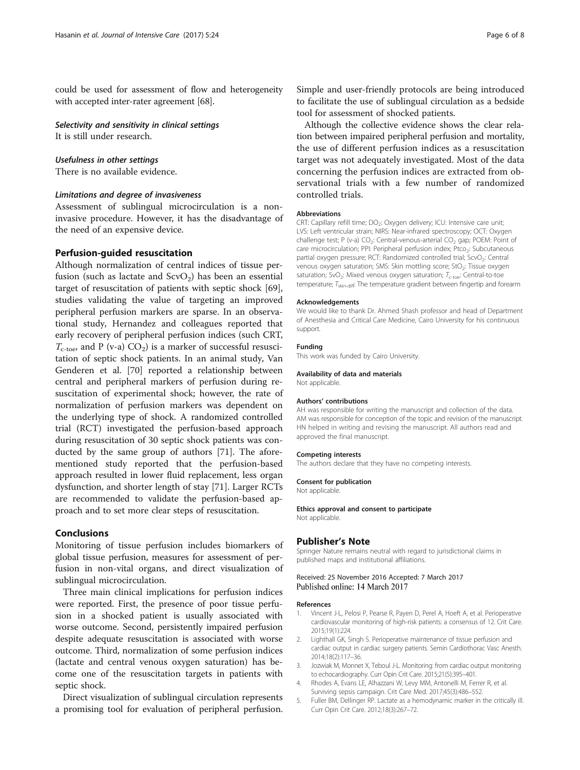could be used for assessment of flow and heterogeneity with accepted inter-rater agreement [68].

#### Selectivity and sensitivity in clinical settings

It is still under research.

#### Usefulness in other settings

There is no available evidence.

#### Limitations and degree of invasiveness

Assessment of sublingual microcirculation is a non-invasive procedure. However, it has the disadvantage of the need of an expensive device.

## Perfusion-guided resuscitation

Although normalization of central indices of tissue perfusion (such as lactate and $ScvO_2$) has been an essential target of resuscitation of patients with septic shock [69], studies validating the value of targeting an improved peripheral perfusion markers are sparse. In an observational study, Hernandez and colleagues reported that early recovery of peripheral perfusion indices (such CRT, $T_{c\text{-toe}}$, and P (v-a) $CO_2$) is a marker of successful resuscitation of septic shock patients. In an animal study, Van Genderen et al. [70] reported a relationship between central and peripheral markers of perfusion during resuscitation of experimental shock; however, the rate of normalization of perfusion markers was dependent on the underlying type of shock. A randomized controlled trial (RCT) investigated the perfusion-based approach during resuscitation of 30 septic shock patients was conducted by the same group of authors [71]. The aforementioned study reported that the perfusion-based approach resulted in lower fluid replacement, less organ dysfunction, and shorter length of stay [71]. Larger RCTs are recommended to validate the perfusion-based approach and to set more clear steps of resuscitation.

## Conclusions

Monitoring of tissue perfusion includes biomarkers of global tissue perfusion, measures for assessment of perfusion in non-vital organs, and direct visualization of sublingual microcirculation.

Three main clinical implications for perfusion indices were reported. First, the presence of poor tissue perfusion in a shocked patient is usually associated with worse outcome. Second, persistently impaired perfusion despite adequate resuscitation is associated with worse outcome. Third, normalization of some perfusion indices (lactate and central venous oxygen saturation) has become one of the resuscitation targets in patients with septic shock.

Direct visualization of sublingual circulation represents a promising tool for evaluation of peripheral perfusion. Simple and user-friendly protocols are being introduced to facilitate the use of sublingual circulation as a bedside tool for assessment of shocked patients.

Although the collective evidence shows the clear relation between impaired peripheral perfusion and mortality, the use of different perfusion indices as a resuscitation target was not adequately investigated. Most of the data concerning the perfusion indices are extracted from observational trials with a few number of randomized controlled trials.

#### Abbreviations

CRT: Capillary refill time; $DO_2$: Oxygen delivery; ICU: Intensive care unit; LVS: Left ventricular strain; NIRS: Near-infrared spectroscopy; OCT: Oxygen challenge test; P (v-a) $CO_2$: Central-venous-arterial $CO_2$ gap; POEM: Point of care microcirculation; PPI: Peripheral perfusion index; $Ptco_2$: Subcutaneous partial oxygen pressure; RCT: Randomized controlled trial; $ScvO_2$: Central venous oxygen saturation; SMS: Skin mottling score; $StO_2$: Tissue oxygen saturation; $SvO_2$: Mixed venous oxygen saturation; $T_{c\text{-toe}}$: Central-to-toe temperature; $T_{skin\text{-diff}}$: The temperature gradient between fingertip and forearm

#### Acknowledgements

We would like to thank Dr. Ahmed Shash professor and head of Department of Anesthesia and Critical Care Medicine, Cairo University for his continuous support.

#### Funding

This work was funded by Cairo University.

#### Availability of data and materials

Not applicable.

#### Authors' contributions

AH was responsible for writing the manuscript and collection of the data. AM was responsible for conception of the topic and revision of the manuscript. HN helped in writing and revising the manuscript. All authors read and approved the final manuscript.

#### Competing interests

The authors declare that they have no competing interests.

#### Consent for publication

Not applicable.

#### Ethics approval and consent to participate

Not applicable.

## Publisher's Note

Springer Nature remains neutral with regard to jurisdictional claims in published maps and institutional affiliations.

Received: 25 November 2016 Accepted: 7 March 2017
Published online: 14 March 2017

#### References

1. Vincent J-L, Pelosi P, Pearse R, Payen D, Perel A, Hoeft A, et al. Perioperative cardiovascular monitoring of high-risk patients: a consensus of 12. Crit Care. 2015;19(1):224.
2. Lighthall GK, Singh S. Perioperative maintenance of tissue perfusion and cardiac output in cardiac surgery patients. Semin Cardiothorac Vasc Anesth. 2014;18(2):117–36.
3. Jozwiak M, Monnet X, Teboul J-L. Monitoring: from cardiac output monitoring to echocardiography. Curr Opin Crit Care. 2015;21(5):395–401.
4. Rhodes A, Evans LE, Alhazzani W, Levy MM, Antonelli M, Ferrer R, et al. Surviving sepsis campaign. Crit Care Med. 2017;45(3):486–552.
5. Fuller BM, Dellinger RP. Lactate as a hemodynamic marker in the critically ill. Curr Opin Crit Care. 2012;18(3):267–72.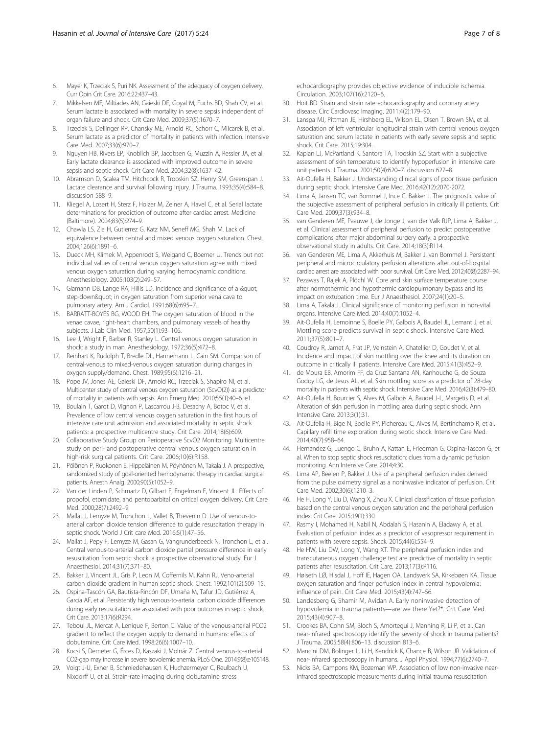6. Mayer K, Trzeciak S, Puri NK. Assessment of the adequacy of oxygen delivery. Curr Opin Crit Care. 2016;22:437–43.
7. Mikkelsen ME, Miltiades AN, Gaieski DF, Goyal M, Fuchs BD, Shah CV, et al. Serum lactate is associated with mortality in severe sepsis independent of organ failure and shock. Crit Care Med. 2009;37(5):1670–7.
8. Trzeciak S, Dellinger RP, Chansky ME, Arnold RC, Schorr C, Milcarek B, et al. Serum lactate as a predictor of mortality in patients with infection. Intensive Care Med. 2007;33(6):970–7.
9. Nguyen HB, Rivers EP, Knoblich BP, Jacobsen G, Muzzin A, Ressler JA, et al. Early lactate clearance is associated with improved outcome in severe sepsis and septic shock. Crit Care Med. 2004;32(8):1637–42.
10. Abramson D, Scalea TM, Hitchcock R, Trooskin SZ, Henry SM, Greenspan J. Lactate clearance and survival following injury. J Trauma. 1993;35(4):584–8. discussion 588–9.
11. Kliegel A, Losert H, Sterz F, Holzer M, Zeiner A, Havel C, et al. Serial lactate determinations for prediction of outcome after cardiac arrest. Medicine (Baltimore). 2004;83(5):274–9.
12. Chawla LS, Zia H, Gutierrez G, Katz NM, Seneff MG, Shah M. Lack of equivalence between central and mixed venous oxygen saturation. Chest. 2004;126(6):1891–6.
13. Dueck MH, Klimek M, Appenrodt S, Weigand C, Boerner U. Trends but not individual values of central venous oxygen saturation agree with mixed venous oxygen saturation during varying hemodynamic conditions. Anesthesiology. 2005;103(2):249–57.
14. Glamann DB, Lange RA, Hillis LD. Incidence and significance of a &quot; step-down&quot; in oxygen saturation from superior vena cava to pulmonary artery. Am J Cardiol. 1991;68(6):695–7.
15. BARRATT-BOYES BG, WOOD EH. The oxygen saturation of blood in the venae cavae, right-heart chambers, and pulmonary vessels of healthy subjects. J Lab Clin Med. 1957;50(1):93–106.
16. Lee J, Wright F, Barber R, Stanley L. Central venous oxygen saturation in shock: a study in man. Anesthesiology. 1972;36(5):472–8.
17. Reinhart K, Rudolph T, Bredle DL, Hannemann L, Cain SM. Comparison of central-venous to mixed-venous oxygen saturation during changes in oxygen supply/demand. Chest. 1989;95(6):1216–21.
18. Pope JV, Jones AE, Gaieski DF, Arnold RC, Trzeciak S, Shapiro NI, et al. Multicenter study of central venous oxygen saturation (ScvO(2)) as a predictor of mortality in patients with sepsis. Ann Emerg Med. 2010;55(1):40–6. e1.
19. Boulain T, Garot D, Vignon P, Lascarrou J-B, Desachy A, Botoc V, et al. Prevalence of low central venous oxygen saturation in the first hours of intensive care unit admission and associated mortality in septic shock patients: a prospective multicentre study. Crit Care. 2014;18(6):609.
20. Collaborative Study Group on Perioperative ScvO2 Monitoring. Multicentre study on peri- and postoperative central venous oxygen saturation in high-risk surgical patients. Crit Care. 2006;10(6):R158.
21. Pölönen P, Ruokonen E, Hippeläinen M, Pöyhönen M, Takala J. A prospective, randomized study of goal-oriented hemodynamic therapy in cardiac surgical patients. Anesth Analg. 2000;90(5):1052–9.
22. Van der Linden P, Schmartz D, Gilbart E, Engelman E, Vincent JL. Effects of propofol, etomidate, and pentobarbital on critical oxygen delivery. Crit Care Med. 2000;28(7):2492–9.
23. Mallat J, Lemyze M, Tronchon L, Vallet B, Thevenin D. Use of venous-to-arterial carbon dioxide tension difference to guide resuscitation therapy in septic shock. World J Crit care Med. 2016;5(1):47–56.
24. Mallat J, Pepy F, Lemyze M, Gasan G, Vangrunderbeeck N, Tronchon L, et al. Central venous-to-arterial carbon dioxide partial pressure difference in early resuscitation from septic shock: a prospective observational study. Eur J Anaesthesiol. 2014;31(7):371–80.
25. Bakker J, Vincent JL, Gris P, Leon M, Coffernils M, Kahn RJ. Veno-arterial carbon dioxide gradient in human septic shock. Chest. 1992;101(2):509–15.
26. Ospina-Tascón GA, Bautista-Rincón DF, Umaña M, Tafur JD, Gutiérrez A, García AF, et al. Persistently high venous-to-arterial carbon dioxide differences during early resuscitation are associated with poor outcomes in septic shock. Crit Care. 2013;17(6):R294.
27. Teboul JL, Mercat A, Lenique F, Berton C. Value of the venous-arterial PCO2 gradient to reflect the oxygen supply to demand in humans: effects of dobutamine. Crit Care Med. 1998;26(6):1007–10.
28. Kocsi S, Demeter G, Érces D, Kaszaki J, Molnár Z. Central venous-to-arterial CO2-gap may increase in severe isovolemic anemia. PLoS One. 2014;9(8):e105148.
29. Voigt J-U, Exner B, Schmiedehausen K, Huchzermeyer C, Reulbach U, Nixdorff U, et al. Strain-rate imaging during dobutamine stress echocardiography provides objective evidence of inducible ischemia. Circulation. 2003;107(16):2120–6.
30. Hoit BD. Strain and strain rate echocardiography and coronary artery disease. Circ Cardiovasc Imaging. 2011;4(2):179–90.
31. Lanspa MJ, Pittman JE, Hirshberg EL, Wilson EL, Olsen T, Brown SM, et al. Association of left ventricular longitudinal strain with central venous oxygen saturation and serum lactate in patients with early severe sepsis and septic shock. Crit Care. 2015;19:304.
32. Kaplan LJ, McPartland K, Santora TA, Trooskin SZ. Start with a subjective assessment of skin temperature to identify hypoperfusion in intensive care unit patients. J Trauma. 2001;50(4):620–7. discussion 627–8.
33. Ait-Oufella H, Bakker J. Understanding clinical signs of poor tissue perfusion during septic shock. Intensive Care Med. 2016;42(12):2070-2072.
34. Lima A, Jansen TC, van Bommel J, Ince C, Bakker J. The prognostic value of the subjective assessment of peripheral perfusion in critically ill patients. Crit Care Med. 2009;37(3):934–8.
35. van Genderen ME, Paauwe J, de Jonge J, van der Valk RJP, Lima A, Bakker J, et al. Clinical assessment of peripheral perfusion to predict postoperative complications after major abdominal surgery early: a prospective observational study in adults. Crit Care. 2014;18(3):R114.
36. van Genderen ME, Lima A, Akkerhuis M, Bakker J, van Bommel J. Persistent peripheral and microcirculatory perfusion alterations after out-of-hospital cardiac arrest are associated with poor survival. Crit Care Med. 2012;40(8):2287–94.
37. Pezawas T, Rajek A, Plöchl W. Core and skin surface temperature course after normothermic and hypothermic cardiopulmonary bypass and its impact on extubation time. Eur J Anaesthesiol. 2007;24(1):20–5.
38. Lima A, Takala J. Clinical significance of monitoring perfusion in non-vital organs. Intensive Care Med. 2014;40(7):1052–4.
39. Ait-Oufella H, Lemoinne S, Boelle PY, Galbois A, Baudel JL, Lemant J, et al. Mottling score predicts survival in septic shock. Intensive Care Med. 2011;37(5):801–7.
40. Coudroy R, Jamet A, Frat JP, Veinstein A, Chatellier D, Goudet V, et al. Incidence and impact of skin mottling over the knee and its duration on outcome in critically ill patients. Intensive Care Med. 2015;41(3):452–9.
41. de Moura EB, Amorim FF, da Cruz Santana AN, Kanhouche G, de Souza Godoy LG, de Jesus AL, et al. Skin mottling score as a predictor of 28-day mortality in patients with septic shock. Intensive Care Med. 2016;42(3):479–80.
42. Ait-Oufella H, Bourcier S, Alves M, Galbois A, Baudel J-L, Margetis D, et al. Alteration of skin perfusion in mottling area during septic shock. Ann Intensive Care. 2013;3(1):31.
43. Ait-Oufella H, Bige N, Boelle PY, Pichereau C, Alves M, Bertinchamp R, et al. Capillary refill time exploration during septic shock. Intensive Care Med. 2014;40(7):958–64.
44. Hernandez G, Luengo C, Bruhn A, Kattan E, Friedman G, Ospina-Tascon G, et al. When to stop septic shock resuscitation: clues from a dynamic perfusion monitoring. Ann Intensive Care. 2014;4:30.
45. Lima AP, Beelen P, Bakker J. Use of a peripheral perfusion index derived from the pulse oximetry signal as a noninvasive indicator of perfusion. Crit Care Med. 2002;30(6):1210–3.
46. He H, Long Y, Liu D, Wang X, Zhou X. Clinical classification of tissue perfusion based on the central venous oxygen saturation and the peripheral perfusion index. Crit Care. 2015;19(1):330.
47. Rasmy I, Mohamed H, Nabil N, Abdalah S, Hasanin A, Eladawy A, et al. Evaluation of perfusion index as a predictor of vasopressor requirement in patients with severe sepsis. Shock. 2015;44(6):554–9.
48. He HW, Liu DW, Long Y, Wang XT. The peripheral perfusion index and transcutaneous oxygen challenge test are predictive of mortality in septic patients after resuscitation. Crit Care. 2013;17(3):R116.
49. Høiseth LØ, Hisdal J, Hoff IE, Hagen OA, Landsverk SA, Kirkebøen KA. Tissue oxygen saturation and finger perfusion index in central hypovolemia: influence of pain. Crit Care Med. 2015;43(4):747–56.
50. Landesberg G, Shamir M, Avidan A. Early noninvasive detection of hypovolemia in trauma patients—are we there Yet?*. Crit Care Med. 2015;43(4):907–8.
51. Crookes BA, Cohn SM, Bloch S, Amortegui J, Manning R, Li P, et al. Can near-infrared spectroscopy identify the severity of shock in trauma patients? J Trauma. 2005;58(4):806–13. discussion 813–6.
52. Mancini DM, Bolinger L, Li H, Kendrick K, Chance B, Wilson JR. Validation of near-infrared spectroscopy in humans. J Appl Physiol. 1994;77(6):2740–7.
53. Nicks BA, Campons KM, Bozeman WP. Association of low non-invasive near-infrared spectroscopic measurements during initial trauma resuscitation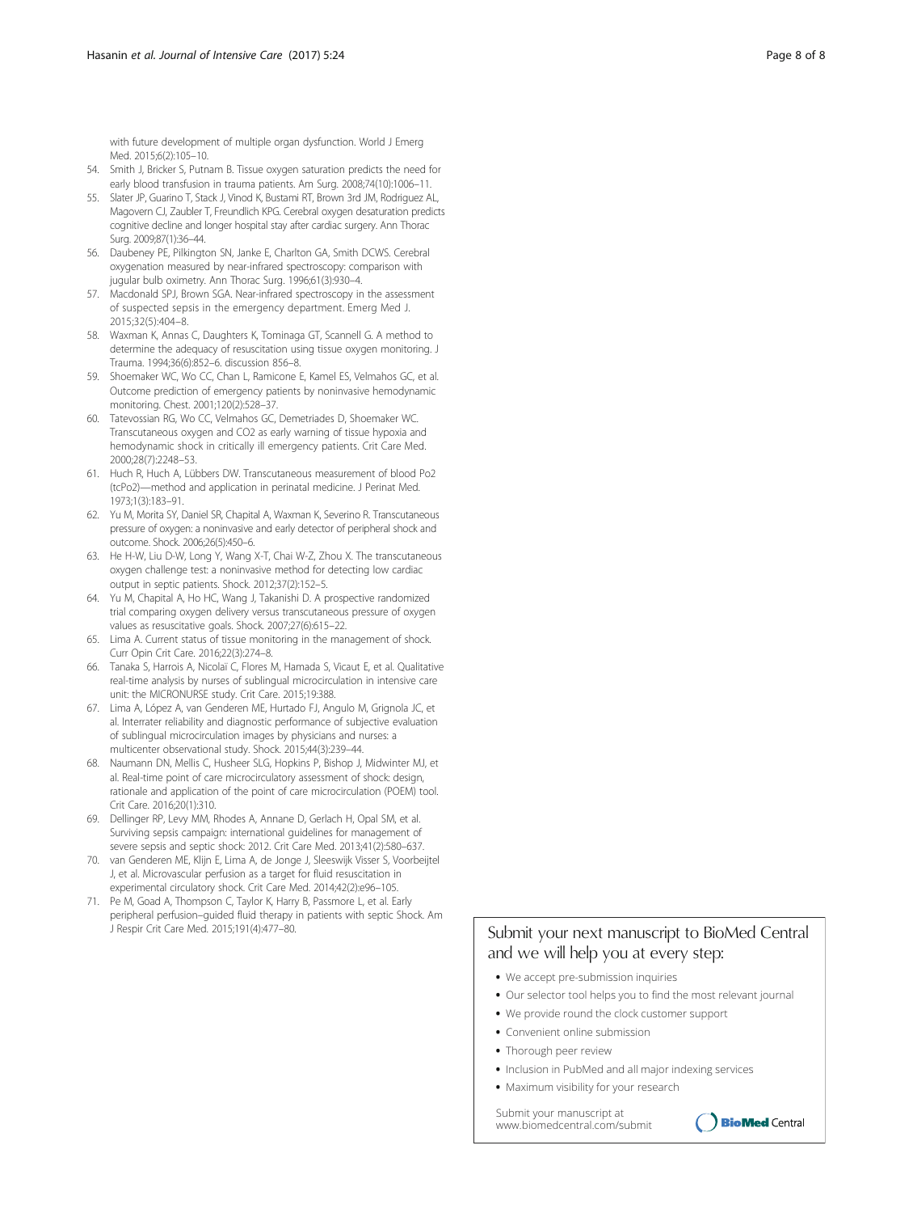with future development of multiple organ dysfunction. World J Emerg Med. 2015;6(2):105–10.

54. Smith J, Bricker S, Putnam B. Tissue oxygen saturation predicts the need for early blood transfusion in trauma patients. Am Surg. 2008;74(10):1006–11.
55. Slater JP, Guarino T, Stack J, Vinod K, Bustami RT, Brown 3rd JM, Rodriguez AL, Magovern CJ, Zaubler T, Freundlich KPG. Cerebral oxygen desaturation predicts cognitive decline and longer hospital stay after cardiac surgery. Ann Thorac Surg. 2009;87(1):36–44.
56. Daubeney PE, Pilkington SN, Janke E, Charlton GA, Smith DCWS. Cerebral oxygenation measured by near-infrared spectroscopy: comparison with jugular bulb oximetry. Ann Thorac Surg. 1996;61(3):930–4.
57. Macdonald SPJ, Brown SGA. Near-infrared spectroscopy in the assessment of suspected sepsis in the emergency department. Emerg Med J. 2015;32(5):404–8.
58. Waxman K, Annas C, Daughters K, Tominaga GT, Scannell G. A method to determine the adequacy of resuscitation using tissue oxygen monitoring. J Trauma. 1994;36(6):852–6. discussion 856–8.
59. Shoemaker WC, Wo CC, Chan L, Ramicone E, Kamel ES, Velmahos GC, et al. Outcome prediction of emergency patients by noninvasive hemodynamic monitoring. Chest. 2001;120(2):528–37.
60. Tatevossian RG, Wo CC, Velmahos GC, Demetriades D, Shoemaker WC. Transcutaneous oxygen and CO2 as early warning of tissue hypoxia and hemodynamic shock in critically ill emergency patients. Crit Care Med. 2000;28(7):2248–53.
61. Huch R, Huch A, Lübbers DW. Transcutaneous measurement of blood Po2 (tcPo2)—method and application in perinatal medicine. J Perinat Med. 1973;1(3):183–91.
62. Yu M, Morita SY, Daniel SR, Chapital A, Waxman K, Severino R. Transcutaneous pressure of oxygen: a noninvasive and early detector of peripheral shock and outcome. Shock. 2006;26(5):450–6.
63. He H-W, Liu D-W, Long Y, Wang X-T, Chai W-Z, Zhou X. The transcutaneous oxygen challenge test: a noninvasive method for detecting low cardiac output in septic patients. Shock. 2012;37(2):152–5.
64. Yu M, Chapital A, Ho HC, Wang J, Takanishi D. A prospective randomized trial comparing oxygen delivery versus transcutaneous pressure of oxygen values as resuscitative goals. Shock. 2007;27(6):615–22.
65. Lima A. Current status of tissue monitoring in the management of shock. Curr Opin Crit Care. 2016;22(3):274–8.
66. Tanaka S, Harrois A, Nicolaï C, Flores M, Hamada S, Vicaut E, et al. Qualitative real-time analysis by nurses of sublingual microcirculation in intensive care unit: the MICRONURSE study. Crit Care. 2015;19:388.
67. Lima A, López A, van Genderen ME, Hurtado FJ, Angulo M, Grignola JC, et al. Interrater reliability and diagnostic performance of subjective evaluation of sublingual microcirculation images by physicians and nurses: a multicenter observational study. Shock. 2015;44(3):239–44.
68. Naumann DN, Mellis C, Husheer SLG, Hopkins P, Bishop J, Midwinter MJ, et al. Real-time point of care microcirculatory assessment of shock: design, rationale and application of the point of care microcirculation (POEM) tool. Crit Care. 2016;20(1):310.
69. Dellinger RP, Levy MM, Rhodes A, Annane D, Gerlach H, Opal SM, et al. Surviving sepsis campaign: international guidelines for management of severe sepsis and septic shock: 2012. Crit Care Med. 2013;41(2):580–637.
70. van Genderen ME, Klijn E, Lima A, de Jonge J, Sleeswijk Visser S, Voorbeijtel J, et al. Microvascular perfusion as a target for fluid resuscitation in experimental circulatory shock. Crit Care Med. 2014;42(2):e96–105.
71. Pe M, Goad A, Thompson C, Taylor K, Harry B, Passmore L, et al. Early peripheral perfusion–guided fluid therapy in patients with septic Shock. Am J Respir Crit Care Med. 2015;191(4):477–80.

Submit your next manuscript to BioMed Central and we will help you at every step:

- We accept pre-submission inquiries
- Our selector tool helps you to find the most relevant journal
- We provide round the clock customer support
- Convenient online submission
- Thorough peer review
- Inclusion in PubMed and all major indexing services
- Maximum visibility for your research

Submit your manuscript at www.biomedcentral.com/submit

BioMed Central